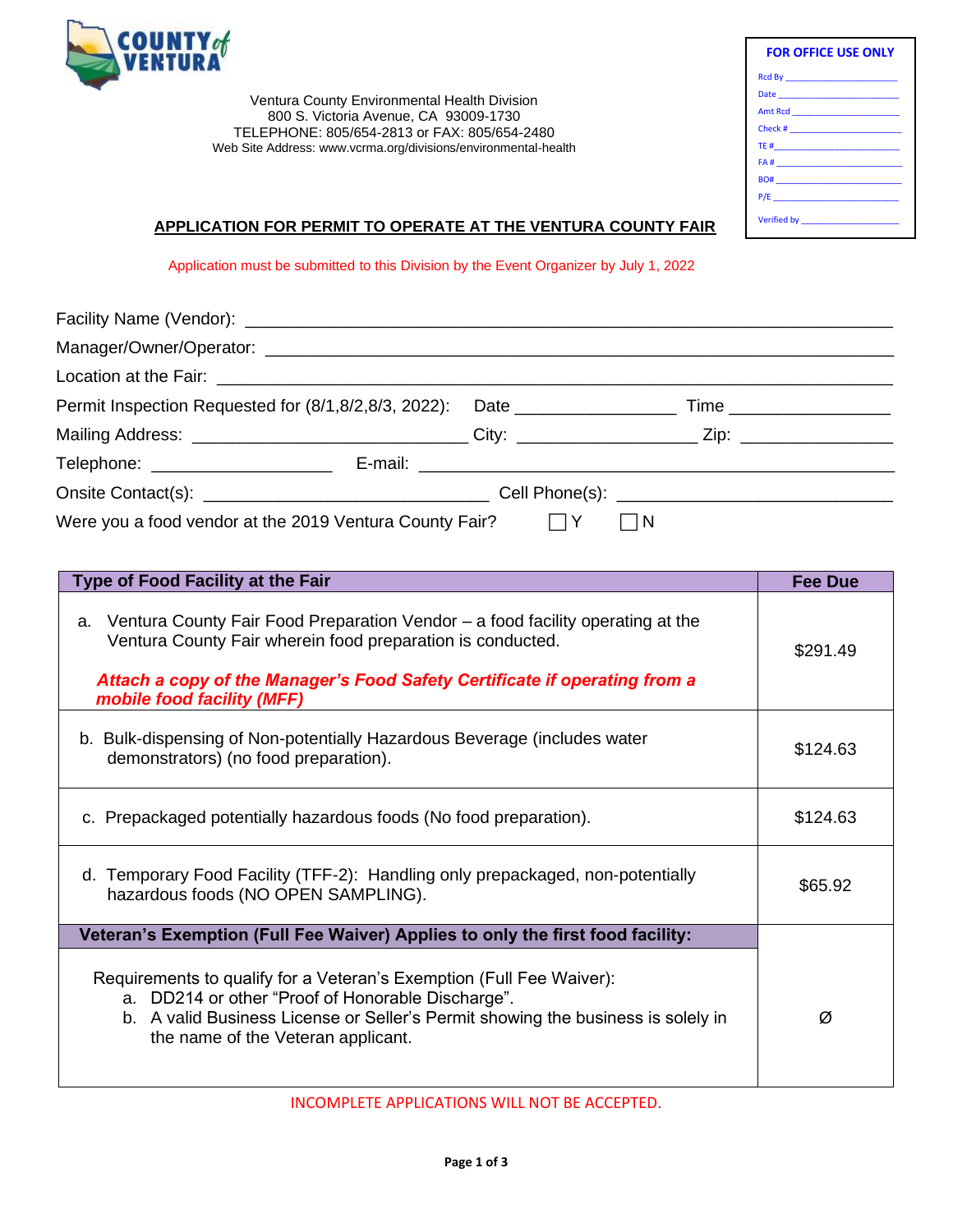COUNTY of VENTURA

Ventura County Environmental Health Division
800 S. Victoria Avenue, CA 93009-1730
TELEPHONE: 805/654-2813 or FAX: 805/654-2480
Web Site Address: www.vcrma.org/divisions/environmental-health

| FOR OFFICE USE ONLY |
|---|
| Rcd By ______ |
| Date ______ |
| Amt Rcd ______ |
| Check # ______ |
| TE # ______ |
| FA # ______ |
| BO# ______ |
| P/E ______ |
| Verified by ______ |

## APPLICATION FOR PERMIT TO OPERATE AT THE VENTURA COUNTY FAIR

Application must be submitted to this Division by the Event Organizer by July 1, 2022

Facility Name (Vendor): ______________________________________________

Manager/Owner/Operator: ______________________________________________

Location at the Fair: ______________________________________________

Permit Inspection Requested for (8/1,8/2,8/3, 2022): Date ______________ Time ______________

Mailing Address: ______________________ City: ______________ Zip: ______________

Telephone: ______________ E-mail: ______________________________

Onsite Contact(s): ______________________ Cell Phone(s): ______________________

Were you a food vendor at the 2019 Ventura County Fair? ☐ Y ☐ N

| Type of Food Facility at the Fair | Fee Due |
|---|---|
| a. Ventura County Fair Food Preparation Vendor – a food facility operating at the Ventura County Fair wherein food preparation is conducted. ***Attach a copy of the Manager's Food Safety Certificate if operating from a mobile food facility (MFF)*** | $291.49 |
| b. Bulk-dispensing of Non-potentially Hazardous Beverage (includes water demonstrators) (no food preparation). | $124.63 |
| c. Prepackaged potentially hazardous foods (No food preparation). | $124.63 |
| d. Temporary Food Facility (TFF-2): Handling only prepackaged, non-potentially hazardous foods (NO OPEN SAMPLING). | $65.92 |
| **Veteran's Exemption (Full Fee Waiver) Applies to only the first food facility:** | |
| Requirements to qualify for a Veteran's Exemption (Full Fee Waiver): a. DD214 or other "Proof of Honorable Discharge". b. A valid Business License or Seller's Permit showing the business is solely in the name of the Veteran applicant. | Ø |

INCOMPLETE APPLICATIONS WILL NOT BE ACCEPTED.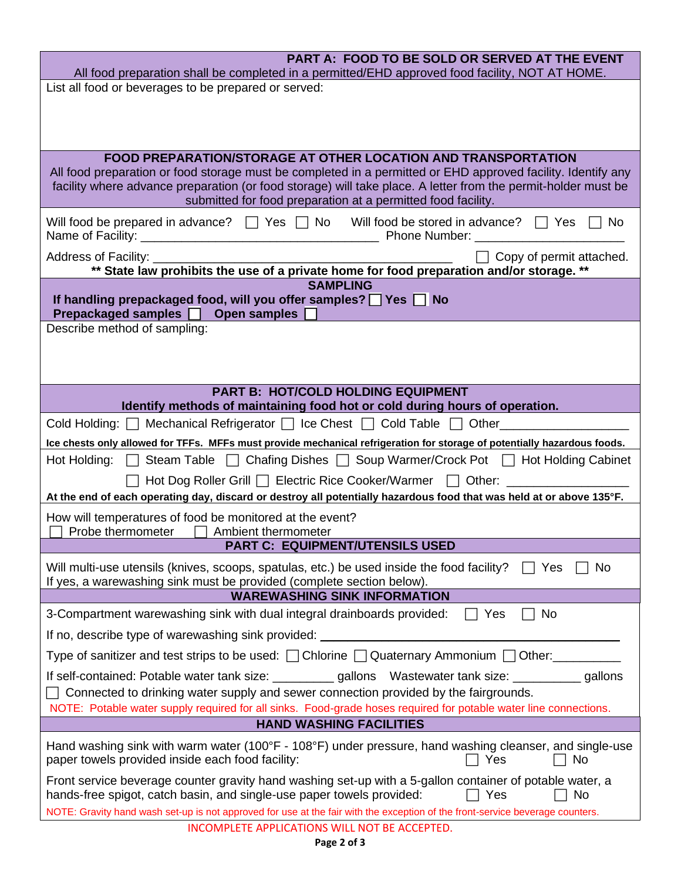## PART A: FOOD TO BE SOLD OR SERVED AT THE EVENT

All food preparation shall be completed in a permitted/EHD approved food facility, NOT AT HOME.

List all food or beverages to be prepared or served:

### FOOD PREPARATION/STORAGE AT OTHER LOCATION AND TRANSPORTATION

All food preparation or food storage must be completed in a permitted or EHD approved facility. Identify any facility where advance preparation (or food storage) will take place. A letter from the permit-holder must be submitted for food preparation at a permitted food facility.

Will food be prepared in advance? ☐ Yes ☐ No Will food be stored in advance? ☐ Yes ☐ No

Name of Facility: ______________________________ Phone Number: ____________________

Address of Facility: ________________________________________ ☐ Copy of permit attached.

**\*\* State law prohibits the use of a private home for food preparation and/or storage. \*\***

### SAMPLING

**If handling prepackaged food, will you offer samples? ☐ Yes ☐ No**

**Prepackaged samples ☐ Open samples ☐**

Describe method of sampling:

## PART B: HOT/COLD HOLDING EQUIPMENT

**Identify methods of maintaining food hot or cold during hours of operation.**

Cold Holding: ☐ Mechanical Refrigerator ☐ Ice Chest ☐ Cold Table ☐ Other__________________

**Ice chests only allowed for TFFs. MFFs must provide mechanical refrigeration for storage of potentially hazardous foods.**

Hot Holding: ☐ Steam Table ☐ Chafing Dishes ☐ Soup Warmer/Crock Pot ☐ Hot Holding Cabinet

☐ Hot Dog Roller Grill ☐ Electric Rice Cooker/Warmer ☐ Other: _________________

**At the end of each operating day, discard or destroy all potentially hazardous food that was held at or above 135°F.**

How will temperatures of food be monitored at the event?

☐ Probe thermometer ☐ Ambient thermometer

## PART C: EQUIPMENT/UTENSILS USED

Will multi-use utensils (knives, scoops, spatulas, etc.) be used inside the food facility? ☐ Yes ☐ No

If yes, a warewashing sink must be provided (complete section below).

### WAREWASHING SINK INFORMATION

3-Compartment warewashing sink with dual integral drainboards provided: ☐ Yes ☐ No

If no, describe type of warewashing sink provided: ______________________________________

Type of sanitizer and test strips to be used: ☐ Chlorine ☐ Quaternary Ammonium ☐ Other:__________

If self-contained: Potable water tank size: _________ gallons Wastewater tank size: __________ gallons

☐ Connected to drinking water supply and sewer connection provided by the fairgrounds.

NOTE: Potable water supply required for all sinks. Food-grade hoses required for potable water line connections.

### HAND WASHING FACILITIES

Hand washing sink with warm water (100°F - 108°F) under pressure, hand washing cleanser, and single-use paper towels provided inside each food facility: ☐ Yes ☐ No

Front service beverage counter gravity hand washing set-up with a 5-gallon container of potable water, a hands-free spigot, catch basin, and single-use paper towels provided: ☐ Yes ☐ No

NOTE: Gravity hand wash set-up is not approved for use at the fair with the exception of the front-service beverage counters.

INCOMPLETE APPLICATIONS WILL NOT BE ACCEPTED.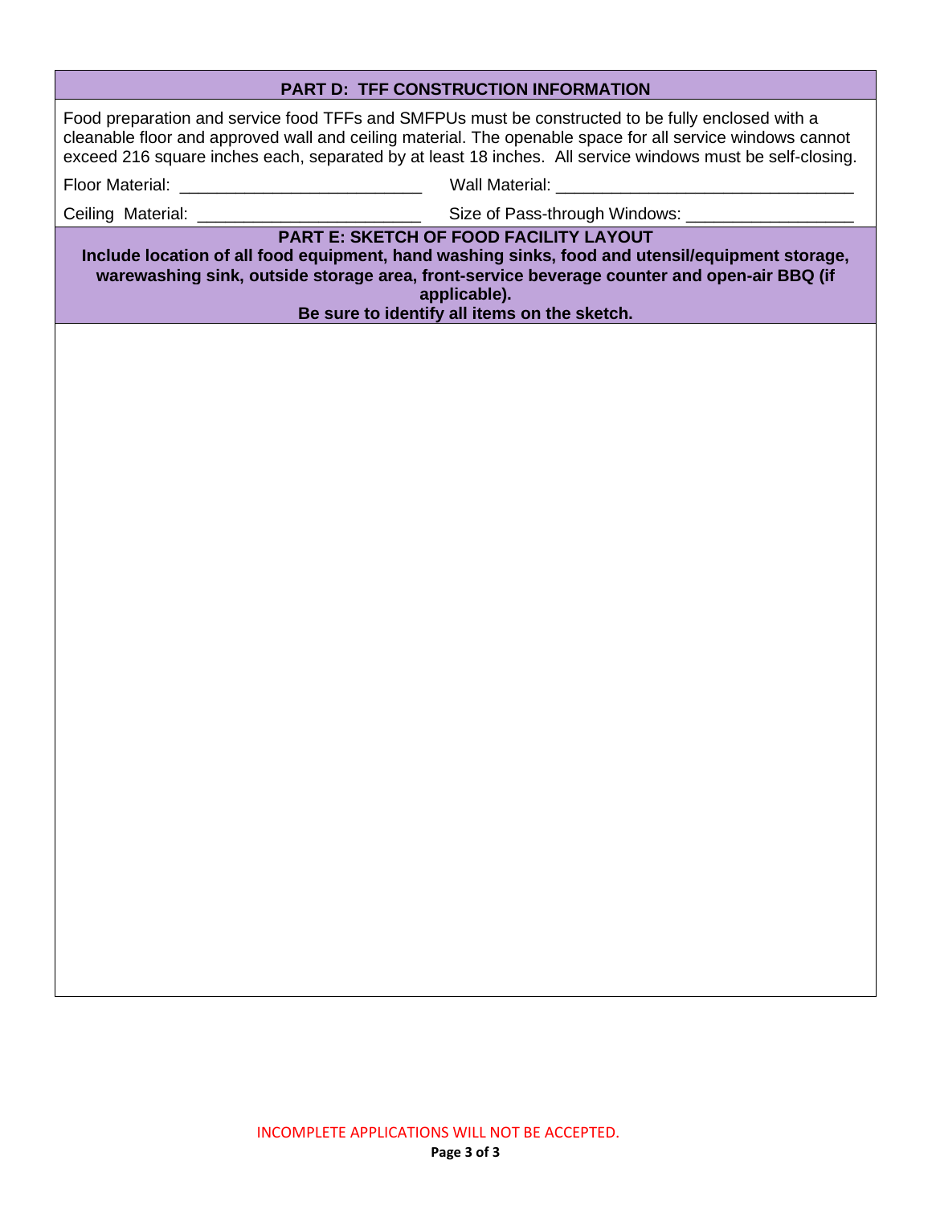## PART D: TFF CONSTRUCTION INFORMATION

Food preparation and service food TFFs and SMFPUs must be constructed to be fully enclosed with a cleanable floor and approved wall and ceiling material. The openable space for all service windows cannot exceed 216 square inches each, separated by at least 18 inches. All service windows must be self-closing.

Floor Material: ___________________________ Wall Material: _________________________________

Ceiling Material: _________________________ Size of Pass-through Windows: __________________

## PART E: SKETCH OF FOOD FACILITY LAYOUT

**Include location of all food equipment, hand washing sinks, food and utensil/equipment storage, warewashing sink, outside storage area, front-service beverage counter and open-air BBQ (if applicable).**

**Be sure to identify all items on the sketch.**

INCOMPLETE APPLICATIONS WILL NOT BE ACCEPTED.